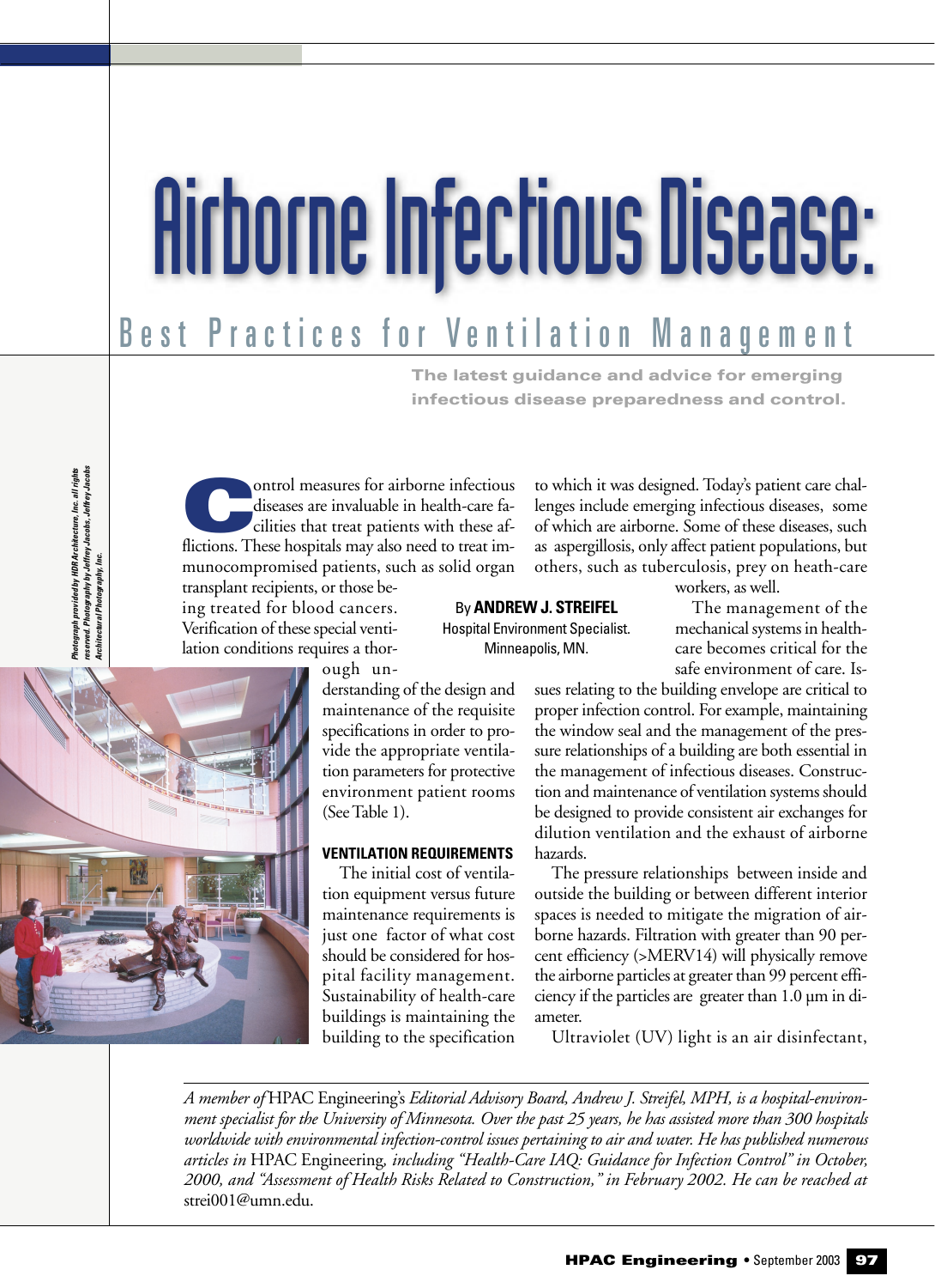# Airborne Infectious Disease:

## Best Practices for Ventilation Management

**The latest guidance and advice for emerging infectious disease preparedness and control.**

By **ANDREW J. STREIFEL**
Hospital Environment Specialist.
Minneapolis, MN.

*Photograph provided by HDR Architecture, Inc. all rights reserved. Photography by Jeffrey Jacobs, Jeffrey Jacobs Architectural Photography, Inc.*

Control measures for airborne infectious diseases are invaluable in health-care facilities that treat patients with these afflictions. These hospitals may also need to treat immunocompromised patients, such as solid organ transplant recipients, or those being treated for blood cancers. Verification of these special ventilation conditions requires a thorough understanding of the design and maintenance of the requisite specifications in order to provide the appropriate ventilation parameters for protective environment patient rooms (See Table 1).

### VENTILATION REQUIREMENTS

The initial cost of ventilation equipment versus future maintenance requirements is just one factor of what cost should be considered for hospital facility management. Sustainability of health-care buildings is maintaining the building to the specification to which it was designed. Today's patient care challenges include emerging infectious diseases, some of which are airborne. Some of these diseases, such as aspergillosis, only affect patient populations, but others, such as tuberculosis, prey on heath-care workers, as well.

The management of the mechanical systems in health-care becomes critical for the safe environment of care. Issues relating to the building envelope are critical to proper infection control. For example, maintaining the window seal and the management of the pressure relationships of a building are both essential in the management of infectious diseases. Construction and maintenance of ventilation systems should be designed to provide consistent air exchanges for dilution ventilation and the exhaust of airborne hazards.

The pressure relationships between inside and outside the building or between different interior spaces is needed to mitigate the migration of airborne hazards. Filtration with greater than 90 percent efficiency (>MERV14) will physically remove the airborne particles at greater than 99 percent efficiency if the particles are greater than 1.0 µm in diameter.

Ultraviolet (UV) light is an air disinfectant,

---

*A member of* HPAC Engineering's *Editorial Advisory Board, Andrew J. Streifel, MPH, is a hospital-environment specialist for the University of Minnesota. Over the past 25 years, he has assisted more than 300 hospitals worldwide with environmental infection-control issues pertaining to air and water. He has published numerous articles in* HPAC Engineering, *including "Health-Care IAQ: Guidance for Infection Control" in October, 2000, and "Assessment of Health Risks Related to Construction," in February 2002. He can be reached at* strei001@umn.edu.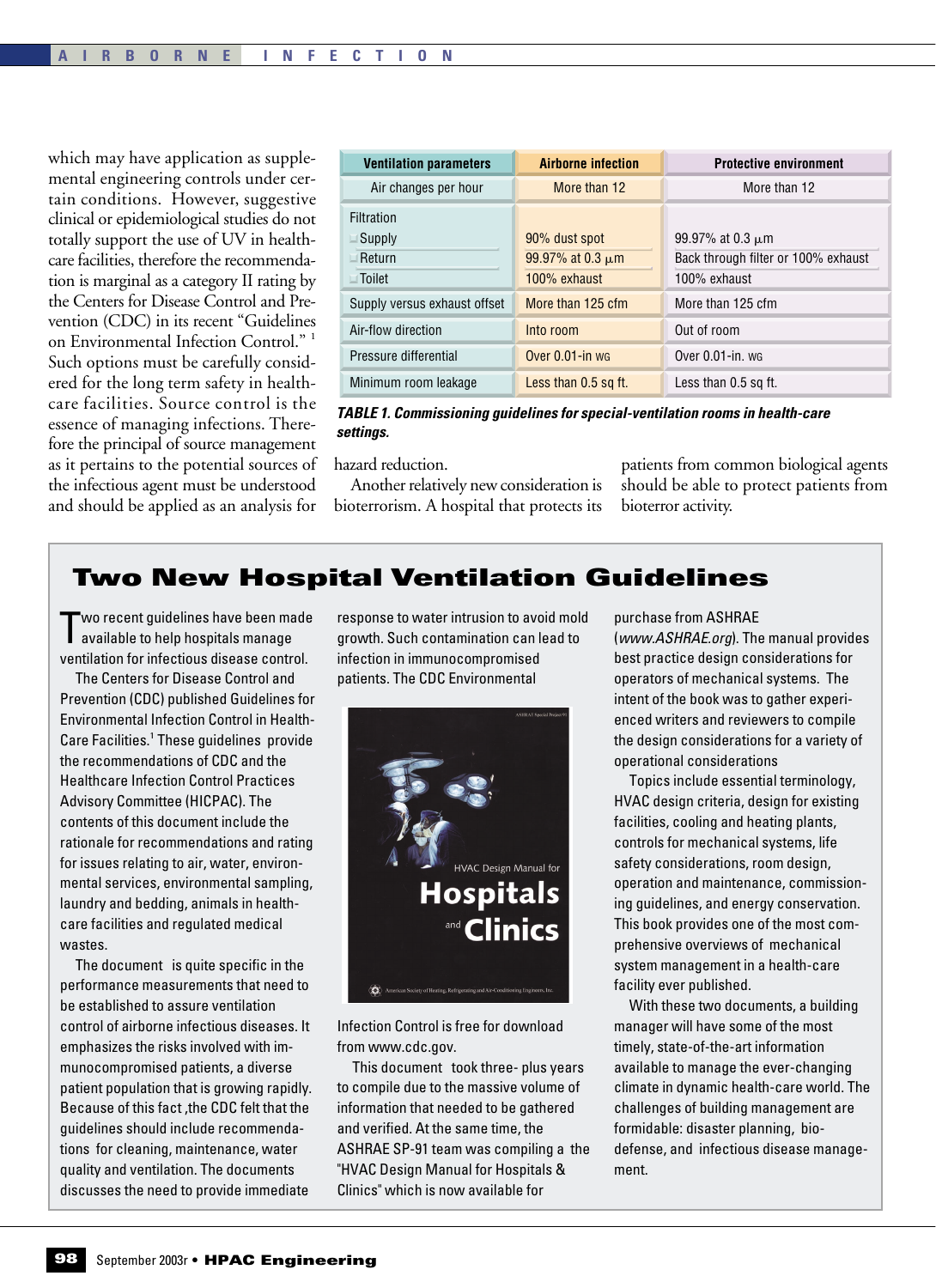which may have application as supplemental engineering controls under certain conditions. However, suggestive clinical or epidemiological studies do not totally support the use of UV in health-care facilities, therefore the recommendation is marginal as a category II rating by the Centers for Disease Control and Prevention (CDC) in its recent "Guidelines on Environmental Infection Control." [1] Such options must be carefully considered for the long term safety in health-care facilities. Source control is the essence of managing infections. Therefore the principal of source management as it pertains to the potential sources of the infectious agent must be understood and should be applied as an analysis for hazard reduction.

Another relatively new consideration is bioterrorism. A hospital that protects its patients from common biological agents should be able to protect patients from bioterror activity.

| Ventilation parameters | Airborne infection | Protective environment |
|---|---|---|
| Air changes per hour | More than 12 | More than 12 |
| Filtration | | |
| Supply | 90% dust spot | 99.97% at 0.3 µm |
| Return | 99.97% at 0.3 µm | Back through filter or 100% exhaust |
| Toilet | 100% exhaust | 100% exhaust |
| Supply versus exhaust offset | More than 125 cfm | More than 125 cfm |
| Air-flow direction | Into room | Out of room |
| Pressure differential | Over 0.01-in WG | Over 0.01-in. WG |
| Minimum room leakage | Less than 0.5 sq ft. | Less than 0.5 sq ft. |

***TABLE 1. Commissioning guidelines for special-ventilation rooms in health-care settings.***

## Two New Hospital Ventilation Guidelines

Two recent guidelines have been made available to help hospitals manage ventilation for infectious disease control.

The Centers for Disease Control and Prevention (CDC) published Guidelines for Environmental Infection Control in Health-Care Facilities.[1] These guidelines provide the recommendations of CDC and the Healthcare Infection Control Practices Advisory Committee (HICPAC). The contents of this document include the rationale for recommendations and rating for issues relating to air, water, environmental services, environmental sampling, laundry and bedding, animals in health-care facilities and regulated medical wastes.

The document is quite specific in the performance measurements that need to be established to assure ventilation control of airborne infectious diseases. It emphasizes the risks involved with immunocompromised patients, a diverse patient population that is growing rapidly. Because of this fact ,the CDC felt that the guidelines should include recommendations for cleaning, maintenance, water quality and ventilation. The documents discusses the need to provide immediate response to water intrusion to avoid mold growth. Such contamination can lead to infection in immunocompromised patients. The CDC Environmental Infection Control is free for download from www.cdc.gov.

This document took three- plus years to compile due to the massive volume of information that needed to be gathered and verified. At the same time, the ASHRAE SP-91 team was compiling a the "HVAC Design Manual for Hospitals & Clinics" which is now available for purchase from ASHRAE (*www.ASHRAE.org*). The manual provides best practice design considerations for operators of mechanical systems. The intent of the book was to gather experienced writers and reviewers to compile the design considerations for a variety of operational considerations

Topics include essential terminology, HVAC design criteria, design for existing facilities, cooling and heating plants, controls for mechanical systems, life safety considerations, room design, operation and maintenance, commissioning guidelines, and energy conservation. This book provides one of the most comprehensive overviews of mechanical system management in a health-care facility ever published.

With these two documents, a building manager will have some of the most timely, state-of-the-art information available to manage the ever-changing climate in dynamic health-care world. The challenges of building management are formidable: disaster planning, bio-defense, and infectious disease management.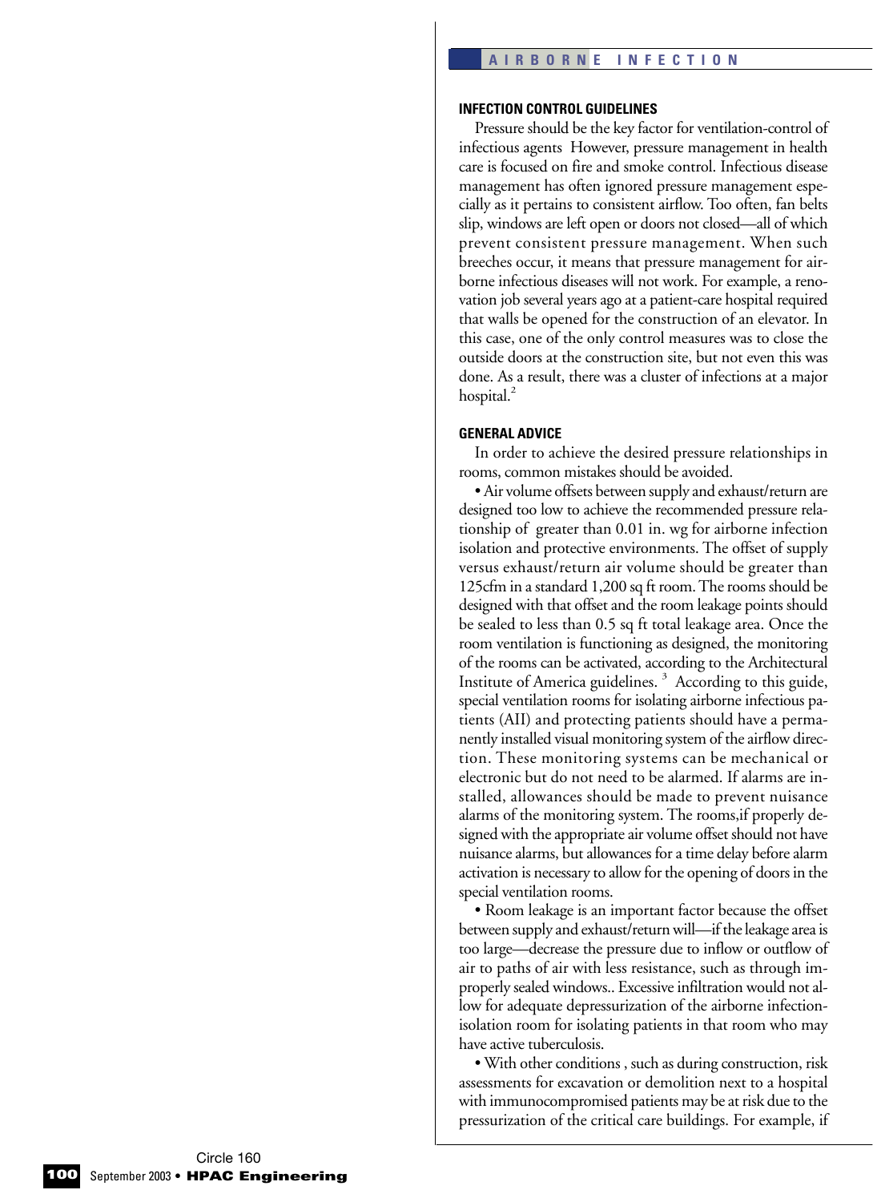## INFECTION CONTROL GUIDELINES

Pressure should be the key factor for ventilation-control of infectious agents However, pressure management in health care is focused on fire and smoke control. Infectious disease management has often ignored pressure management especially as it pertains to consistent airflow. Too often, fan belts slip, windows are left open or doors not closed—all of which prevent consistent pressure management. When such breeches occur, it means that pressure management for airborne infectious diseases will not work. For example, a renovation job several years ago at a patient-care hospital required that walls be opened for the construction of an elevator. In this case, one of the only control measures was to close the outside doors at the construction site, but not even this was done. As a result, there was a cluster of infections at a major hospital.[2]

## GENERAL ADVICE

In order to achieve the desired pressure relationships in rooms, common mistakes should be avoided.

- Air volume offsets between supply and exhaust/return are designed too low to achieve the recommended pressure relationship of greater than 0.01 in. wg for airborne infection isolation and protective environments. The offset of supply versus exhaust/return air volume should be greater than 125cfm in a standard 1,200 sq ft room. The rooms should be designed with that offset and the room leakage points should be sealed to less than 0.5 sq ft total leakage area. Once the room ventilation is functioning as designed, the monitoring of the rooms can be activated, according to the Architectural Institute of America guidelines.[3] According to this guide, special ventilation rooms for isolating airborne infectious patients (AII) and protecting patients should have a permanently installed visual monitoring system of the airflow direction. These monitoring systems can be mechanical or electronic but do not need to be alarmed. If alarms are installed, allowances should be made to prevent nuisance alarms of the monitoring system. The rooms,if properly designed with the appropriate air volume offset should not have nuisance alarms, but allowances for a time delay before alarm activation is necessary to allow for the opening of doors in the special ventilation rooms.
- Room leakage is an important factor because the offset between supply and exhaust/return will—if the leakage area is too large—decrease the pressure due to inflow or outflow of air to paths of air with less resistance, such as through improperly sealed windows.. Excessive infiltration would not allow for adequate depressurization of the airborne infection-isolation room for isolating patients in that room who may have active tuberculosis.
- With other conditions , such as during construction, risk assessments for excavation or demolition next to a hospital with immunocompromised patients may be at risk due to the pressurization of the critical care buildings. For example, if

Circle 160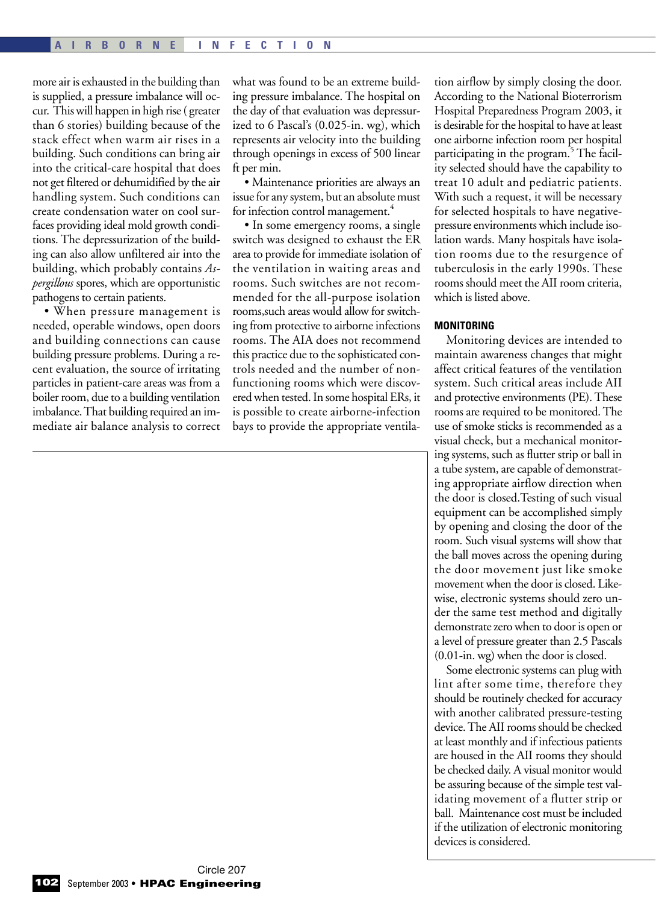more air is exhausted in the building than is supplied, a pressure imbalance will occur. This will happen in high rise ( greater than 6 stories) building because of the stack effect when warm air rises in a building. Such conditions can bring air into the critical-care hospital that does not get filtered or dehumidified by the air handling system. Such conditions can create condensation water on cool surfaces providing ideal mold growth conditions. The depressurization of the building can also allow unfiltered air into the building, which probably contains *Aspergillous* spores, which are opportunistic pathogens to certain patients.

- When pressure management is needed, operable windows, open doors and building connections can cause building pressure problems. During a recent evaluation, the source of irritating particles in patient-care areas was from a boiler room, due to a building ventilation imbalance. That building required an immediate air balance analysis to correct what was found to be an extreme building pressure imbalance. The hospital on the day of that evaluation was depressurized to 6 Pascal's (0.025-in. wg), which represents air velocity into the building through openings in excess of 500 linear ft per min.
- Maintenance priorities are always an issue for any system, but an absolute must for infection control management.[4]
- In some emergency rooms, a single switch was designed to exhaust the ER area to provide for immediate isolation of the ventilation in waiting areas and rooms. Such switches are not recommended for the all-purpose isolation rooms,such areas would allow for switching from protective to airborne infections rooms. The AIA does not recommend this practice due to the sophisticated controls needed and the number of nonfunctioning rooms which were discovered when tested. In some hospital ERs, it is possible to create airborne-infection bays to provide the appropriate ventilation airflow by simply closing the door. According to the National Bioterrorism Hospital Preparedness Program 2003, it is desirable for the hospital to have at least one airborne infection room per hospital participating in the program.[5] The facility selected should have the capability to treat 10 adult and pediatric patients. With such a request, it will be necessary for selected hospitals to have negative-pressure environments which include isolation wards. Many hospitals have isolation rooms due to the resurgence of tuberculosis in the early 1990s. These rooms should meet the AII room criteria, which is listed above.

## MONITORING

Monitoring devices are intended to maintain awareness changes that might affect critical features of the ventilation system. Such critical areas include AII and protective environments (PE). These rooms are required to be monitored. The use of smoke sticks is recommended as a visual check, but a mechanical monitoring systems, such as flutter strip or ball in a tube system, are capable of demonstrating appropriate airflow direction when the door is closed.Testing of such visual equipment can be accomplished simply by opening and closing the door of the room. Such visual systems will show that the ball moves across the opening during the door movement just like smoke movement when the door is closed. Likewise, electronic systems should zero under the same test method and digitally demonstrate zero when to door is open or a level of pressure greater than 2.5 Pascals (0.01-in. wg) when the door is closed.

Some electronic systems can plug with lint after some time, therefore they should be routinely checked for accuracy with another calibrated pressure-testing device. The AII rooms should be checked at least monthly and if infectious patients are housed in the AII rooms they should be checked daily. A visual monitor would be assuring because of the simple test validating movement of a flutter strip or ball. Maintenance cost must be included if the utilization of electronic monitoring devices is considered.

Circle 207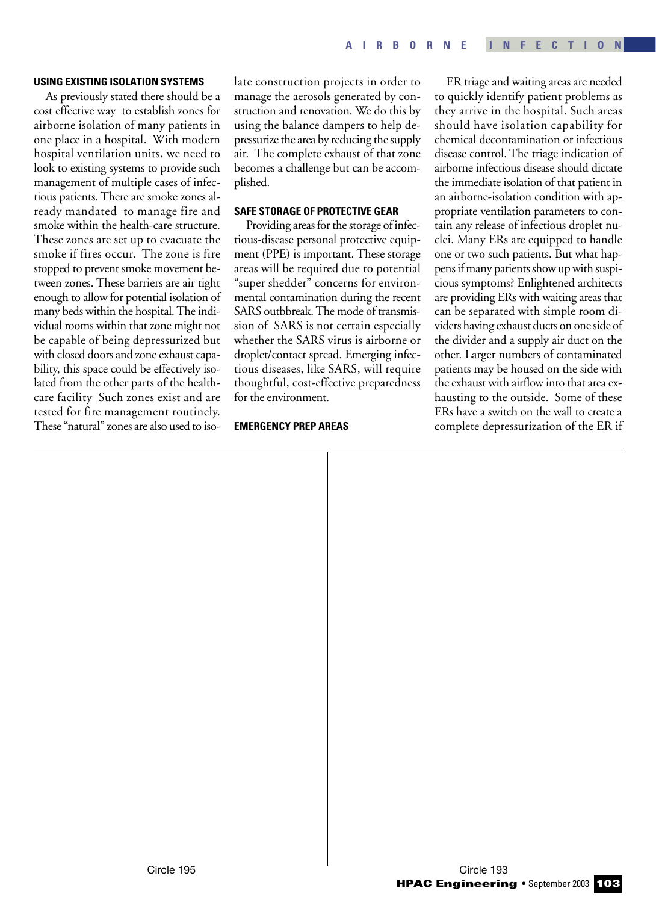## USING EXISTING ISOLATION SYSTEMS

As previously stated there should be a cost effective way to establish zones for airborne isolation of many patients in one place in a hospital. With modern hospital ventilation units, we need to look to existing systems to provide such management of multiple cases of infectious patients. There are smoke zones already mandated to manage fire and smoke within the health-care structure. These zones are set up to evacuate the smoke if fires occur. The zone is fire stopped to prevent smoke movement between zones. These barriers are air tight enough to allow for potential isolation of many beds within the hospital. The individual rooms within that zone might not be capable of being depressurized but with closed doors and zone exhaust capability, this space could be effectively isolated from the other parts of the health-care facility Such zones exist and are tested for fire management routinely. These "natural" zones are also used to isolate construction projects in order to manage the aerosols generated by construction and renovation. We do this by using the balance dampers to help depressurize the area by reducing the supply air. The complete exhaust of that zone becomes a challenge but can be accomplished.

## SAFE STORAGE OF PROTECTIVE GEAR

Providing areas for the storage of infectious-disease personal protective equipment (PPE) is important. These storage areas will be required due to potential "super shedder" concerns for environmental contamination during the recent SARS outbbreak. The mode of transmission of SARS is not certain especially whether the SARS virus is airborne or droplet/contact spread. Emerging infectious diseases, like SARS, will require thoughtful, cost-effective preparedness for the environment.

## EMERGENCY PREP AREAS

ER triage and waiting areas are needed to quickly identify patient problems as they arrive in the hospital. Such areas should have isolation capability for chemical decontamination or infectious disease control. The triage indication of airborne infectious disease should dictate the immediate isolation of that patient in an airborne-isolation condition with appropriate ventilation parameters to contain any release of infectious droplet nuclei. Many ERs are equipped to handle one or two such patients. But what happens if many patients show up with suspicious symptoms? Enlightened architects are providing ERs with waiting areas that can be separated with simple room dividers having exhaust ducts on one side of the divider and a supply air duct on the other. Larger numbers of contaminated patients may be housed on the side with the exhaust with airflow into that area exhausting to the outside. Some of these ERs have a switch on the wall to create a complete depressurization of the ER if

Circle 195

Circle 193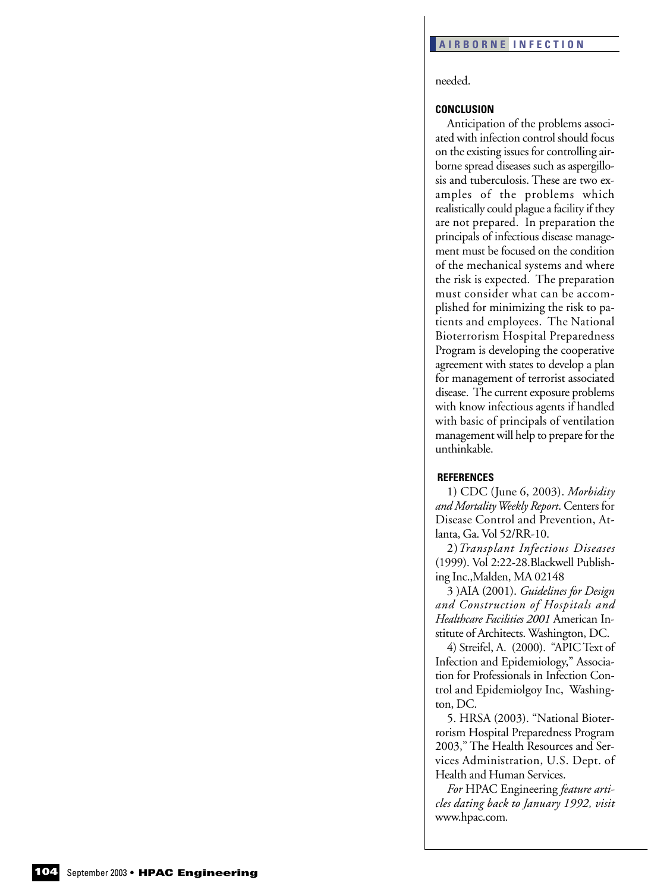needed.

## CONCLUSION

Anticipation of the problems associated with infection control should focus on the existing issues for controlling airborne spread diseases such as aspergillosis and tuberculosis. These are two examples of the problems which realistically could plague a facility if they are not prepared. In preparation the principals of infectious disease management must be focused on the condition of the mechanical systems and where the risk is expected. The preparation must consider what can be accomplished for minimizing the risk to patients and employees. The National Bioterrorism Hospital Preparedness Program is developing the cooperative agreement with states to develop a plan for management of terrorist associated disease. The current exposure problems with know infectious agents if handled with basic of principals of ventilation management will help to prepare for the unthinkable.

## REFERENCES

1) CDC (June 6, 2003). *Morbidity and Mortality Weekly Report*. Centers for Disease Control and Prevention, Atlanta, Ga. Vol 52/RR-10.

2) *Transplant Infectious Diseases* (1999). Vol 2:22-28.Blackwell Publishing Inc.,Malden, MA 02148

3 )AIA (2001). *Guidelines for Design and Construction of Hospitals and Healthcare Facilities 2001* American Institute of Architects. Washington, DC.

4) Streifel, A. (2000). "APIC Text of Infection and Epidemiology," Association for Professionals in Infection Control and Epidemiolgoy Inc, Washington, DC.

5. HRSA (2003). "National Bioterrorism Hospital Preparedness Program 2003," The Health Resources and Services Administration, U.S. Dept. of Health and Human Services.

*For* HPAC Engineering *feature articles dating back to January 1992, visit* www.hpac.com.